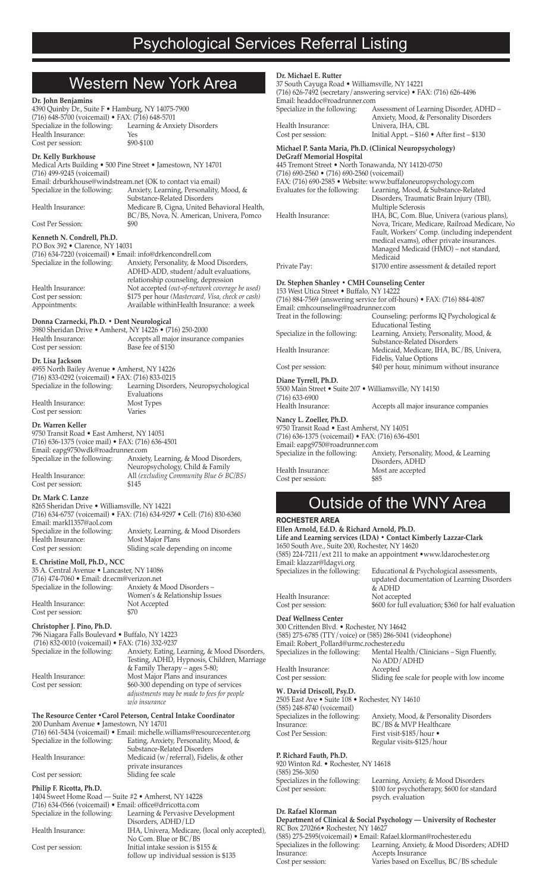# Psychological Services Referral Listing

## Western New York Area

**Dr. John Benjamins**
4390 Quinby Dr., Suite F • Hamburg, NY 14075-7900
(716) 648-5770 (voicemail) • FAX: (716) 648-5701
Specialize in the following: Learning & Anxiety Disorders
Health Insurance: Yes
Cost per session: $90-$100

**Dr. Kelly Burkhouse**
Medical Arts Building • 500 Pine Street • Jamestown, NY 14701
(716) 499-9245 (voicemail)
Email: drburkhouse@windstream.net (OK to contact via email)
Specialize in the following: Anxiety, Learning, Personality, Mood, & Substance-Related Disorders
Health Insurance: Medicare B, Cigna, United Behavioral Health, BC/BS, Nova, N. American, Univera, Pomco
Cost Per Session: $90

**Kenneth N. Condrell, Ph.D.**
P.O Box 392 • Clarence, NY 14031
(716) 634-7220 (voicemail) • Email: info@drkencondrell.com
Specialize in the following: Anxiety, Personality, & Mood Disorders, ADHD-ADD, student/adult evaluations, relationship counseling, depression
Health Insurance: Not accepted *(out-of-network coverage be used)*
Cost per session: $175 per hour *(Mastercard, Visa, check or cash)*
Appointments: Available withinHealth Insurance: a week

**Donna Czarnecki, Ph.D. • Dent Neurological**
3980 Sheridan Drive • Amherst, NY 14226 • (716) 250-2000
Health Insurance: Accepts all major insurance companies
Cost per session: Base fee of $150

**Dr. Lisa Jackson**
4955 North Bailey Avenue • Amherst, NY 14226
(716) 833-0292 (voicemail) • FAX: (716) 833-0215
Specialize in the following: Learning Disorders, Neuropsychological Evaluations
Health Insurance: Most Types
Cost per session: Varies

**Dr. Warren Keller**
9750 Transit Road • East Amherst, NY 14051
(716) 636-1375 (voice mail) • FAX: (716) 636-4501
Email: eapg9750wdk@roadrunner.com
Specialize in the following: Anxiety, Learning, & Mood Disorders, Neuropsychology, Child & Family
Health Insurance: All *(excluding Community Blue & BC/BS)*
Cost per session: $145

**Dr. Mark C. Lanze**
8265 Sheridan Drive • Williamsville, NY 14221
(716) 634-6757 (voicemail) • FAX: (716) 634-9297 • Cell: (716) 830-6360
Email: markl1357@aol.com
Specialize in the following: Anxiety, Learning, & Mood Disorders
Health Insurance: Most Major Plans
Cost per session: Sliding scale depending on income

**E. Christine Moll, Ph.D., NCC**
35 A. Central Avenue • Lancaster, NY 14086
(716) 474-7060 • Email: dr.ecm@verizon.net
Specialize in the following: Anxiety & Mood Disorders – Women's & Relationship Issues
Health Insurance: Not Accepted
Cost per session: $70

**Christopher J. Pino, Ph.D.**
796 Niagara Falls Boulevard • Buffalo, NY 14223
(716) 832-0010 (voicemail) • FAX: (716) 332-9237
Specialize in the following: Anxiety, Eating, Learning, & Mood Disorders, Testing, ADHD, Hypnosis, Children, Marriage & Family Therapy – ages 5-80;
Health Insurance: Most Major Plans and insurances
Cost per session: $60-300 depending on type of services *adjustments may be made to fees for people w/o insurance*

**The Resource Center • Carol Peterson, Central Intake Coordinator**
200 Dunham Avenue • Jamestown, NY 14701
(716) 661-5434 (voicemail) • Email: michelle.williams@resourcecenter.org
Specialize in the following: Eating, Anxiety, Personality, Mood, & Substance-Related Disorders
Health Insurance: Medicaid (w/referral), Fidelis, & other private insurances
Cost per session: Sliding fee scale

**Philip F. Ricotta, Ph.D.**
1404 Sweet Home Road — Suite #2 • Amherst, NY 14228
(716) 634-0566 (voicemail) • Email: office@drricotta.com
Specialize in the following: Learning & Pervasive Development Disorders, ADHD/LD
Health Insurance: IHA, Univera, Medicare, (local only accepted), No Com. Blue or BC/BS
Cost per session: Initial intake session is $155 & follow up individual session is $135

**Dr. Michael E. Rutter**
37 South Cayuga Road • Williamsville, NY 14221
(716) 626-7492 (secretary/answering service) • FAX: (716) 626-4496
Email: headdoc@roadrunner.com
Specialize in the following: Assessment of Learning Disorder, ADHD – Anxiety, Mood, & Personality Disorders
Health Insurance: Univera, IHA, CBL
Cost per session: Initial Appt. – $160 • After first – $130

**Michael P. Santa Maria, Ph.D. (Clinical Neuropsychology)**
**DeGraff Memorial Hospital**
445 Tremont Street • North Tonawanda, NY 14120-0750
(716) 690-2560 • (716) 690-2560 (voicemail)
FAX: (716) 690-2585 • Website: www.buffaloneuropsychology.com
Evaluates for the following: Learning, Mood, & Substance-Related Disorders, Traumatic Brain Injury (TBI), Multiple Sclerosis
Health Insurance: IHA, BC, Com. Blue, Univera (various plans), Nova, Tricare, Medicare, Railroad Medicare, No Fault, Workers' Comp. (including independent medical exams), other private insurances. Managed Medicaid (HMO) – not standard, Medicaid
Private Pay: $1700 entire assessment & detailed report

**Dr. Stephen Shanley • CMH Counseling Center**
153 West Utica Street • Buffalo, NY 14222
(716) 884-7569 (answering service for off-hours) • FAX: (716) 884-4087
Email: cmhcounseling@roadrunner.com
Treat in the following: Counseling: performs IQ Psychological & Educational Testing
Specialize in the following: Learning, Anxiety, Personality, Mood, & Substance-Related Disorders
Health Insurance: Medicaid, Medicare, IHA, BC/BS, Univera, Fidelis, Value Options
Cost per session: $40 per hour, minimum without insurance

**Diane Tyrrell, Ph.D.**
5500 Main Street • Suite 207 • Williamsville, NY 14150
(716) 633-6900
Health Insurance: Accepts all major insurance companies

**Nancy L. Zoeller, Ph.D.**
9750 Transit Road • East Amherst, NY 14051
(716) 636-1375 (voicemail) • FAX: (716) 636-4501
Email: eapg9750@roadrunner.com
Specialize in the following: Anxiety, Personality, Mood, & Learning Disorders, ADHD
Health Insurance: Most are accepted
Cost per session: $85

## Outside of the WNY Area

### ROCHESTER AREA

**Ellen Arnold, Ed.D. & Richard Arnold, Ph.D.**
**Life and Learning services (LDA) • Contact Kimberly Lazzar-Clark**
1650 South Ave., Suite 200, Rochester, NY 14620
(585) 224-7211/ext 211 to make an appointment • www.ldarochester.org
Email: klazzar@ldagvi.org
Specializes in the following: Educational & Psychological assessments, updated documentation of Learning Disorders & ADHD
Health Insurance: Not accepted
Cost per session: $600 for full evaluation; $360 for half evaluation

**Deaf Wellness Center**
300 Crittenden Blvd. • Rochester, NY 14642
(585) 275-6785 (TTY/voice) or (585) 286-5041 (videophone)
Email: Robert_Pollard@urmc.rochester.edu
Specializes in the following: Mental Health/Clinicians – Sign Fluently, No ADD/ADHD
Health Insurance: Accepted
Cost per session: Sliding fee scale for people with low income

**W. David Driscoll, Psy.D.**
2505 East Ave • Suite 108 • Rochester, NY 14610
(585) 248-8740 (voicemail)
Specializes in the following: Anxiety, Mood, & Personality Disorders
Insurance: BC/BS & MVP Healthcare
Cost Per Session: First visit-$185/hour • Regular visits-$125/hour

**P. Richard Fauth, Ph.D.**
920 Winton Rd. • Rochester, NY 14618
(585) 256-3050
Specializes in the following: Learning, Anxiety, & Mood Disorders
Cost per session: $100 for psychotherapy, $600 for standard psych. evaluation

**Dr. Rafael Klorman**
**Department of Clinical & Social Psychology — University of Rochester**
RC Box 270266 • Rochester, NY 14627
(585) 275-2595(voicemail) • Email: Rafael.klorman@rochester.edu
Specializes in the following: Learning, Anxiety, & Mood Disorders; ADHD
Insurance: Accepts Insurance
Cost per session: Varies based on Excellus, BC/BS schedule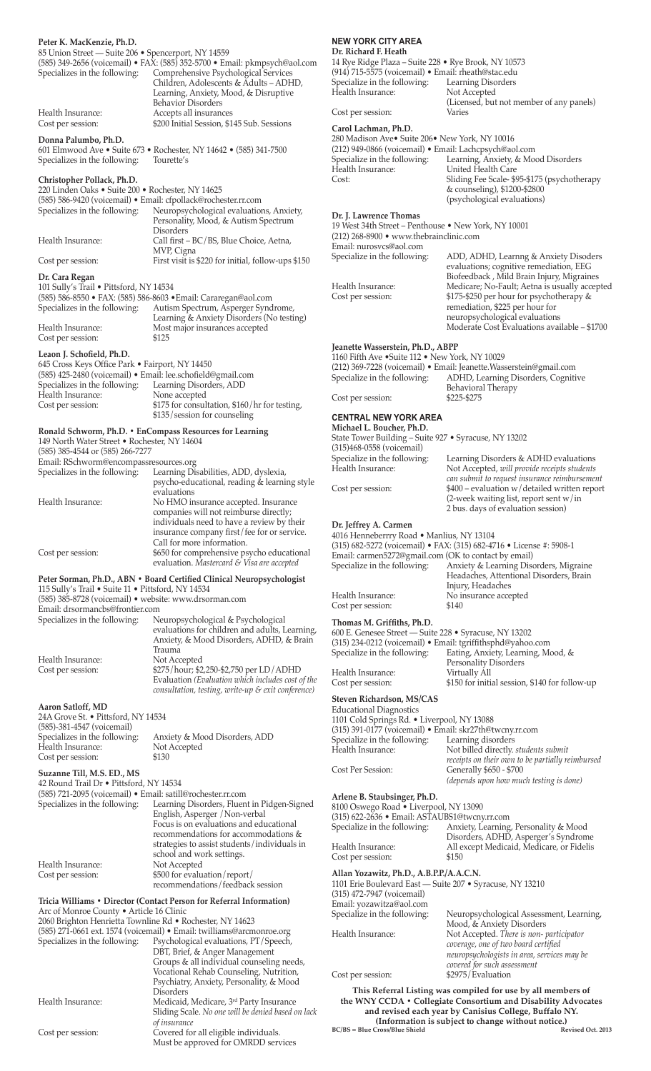**Peter K. MacKenzie, Ph.D.**
85 Union Street — Suite 206 • Spencerport, NY 14559
(585) 349-2656 (voicemail) • FAX: (585) 352-5700 • Email: pkmpsych@aol.com

| | |
|---|---|
| Specializes in the following: | Comprehensive Psychological Services Children, Adolescents & Adults – ADHD, Learning, Anxiety, Mood, & Disruptive Behavior Disorders |
| Health Insurance: | Accepts all insurances |
| Cost per session: | $200 Initial Session, $145 Sub. Sessions |

**Donna Palumbo, Ph.D.**
601 Elmwood Ave • Suite 673 • Rochester, NY 14642 • (585) 341-7500

| | |
|---|---|
| Specializes in the following: | Tourette's |

**Christopher Pollack, Ph.D.**
220 Linden Oaks • Suite 200 • Rochester, NY 14625
(585) 586-9420 (voicemail) • Email: cfpollack@rochester.rr.com

| | |
|---|---|
| Specializes in the following: | Neuropsychological evaluations, Anxiety, Personality, Mood, & Autism Spectrum Disorders |
| Health Insurance: | Call first – BC/BS, Blue Choice, Aetna, MVP, Cigna |
| Cost per session: | First visit is $220 for initial, follow-ups $150 |

**Dr. Cara Regan**
101 Sully's Trail • Pittsford, NY 14534
(585) 586-8550 • FAX: (585) 586-8603 •Email: Cararegan@aol.com

| | |
|---|---|
| Specializes in the following: | Autism Spectrum, Asperger Syndrome, Learning & Anxiety Disorders (No testing) |
| Health Insurance: | Most major insurances accepted |
| Cost per session: | $125 |

**Leaon J. Schofield, Ph.D.**
645 Cross Keys Office Park • Fairport, NY 14450
(585) 425-2480 (voicemail) • Email: lee.schofield@gmail.com

| | |
|---|---|
| Specializes in the following: | Learning Disorders, ADD |
| Health Insurance: | None accepted |
| Cost per session: | $175 for consultation, $160/hr for testing, $135/session for counseling |

**Ronald Schworm, Ph.D. • EnCompass Resources for Learning**
149 North Water Street • Rochester, NY 14604
(585) 385-4544 or (585) 266-7277
Email: RSchworm@encompassresources.org

| | |
|---|---|
| Specializes in the following: | Learning Disabilities, ADD, dyslexia, psycho-educational, reading & learning style evaluations |
| Health Insurance: | No HMO insurance accepted. Insurance companies will not reimburse directly; individuals need to have a review by their insurance company first/fee for or service. Call for more information. |
| Cost per session: | $650 for comprehensive psycho educational evaluation. *Mastercard & Visa are accepted* |

**Peter Sorman, Ph.D., ABN • Board Certified Clinical Neuropsychologist**
115 Sully's Trail • Suite 11 • Pittsford, NY 14534
(585) 385-8728 (voicemail) • website: www.drsorman.com
Email: drsormancbs@frontier.com

| | |
|---|---|
| Specializes in the following: | Neuropsychological & Psychological evaluations for children and adults, Learning, Anxiety, & Mood Disorders, ADHD, & Brain Trauma |
| Health Insurance: | Not Accepted |
| Cost per session: | $275/hour; $2,250-$2,750 per LD/ADHD Evaluation *(Evaluation which includes cost of the consultation, testing, write-up & exit conference)* |

**Aaron Satloff, MD**
24A Grove St. • Pittsford, NY 14534
(585)-381-4547 (voicemail)

| | |
|---|---|
| Specializes in the following: | Anxiety & Mood Disorders, ADD |
| Health Insurance: | Not Accepted |
| Cost per session: | $130 |

**Suzanne Till, M.S. ED., MS**
42 Round Trail Dr • Pittsford, NY 14534
(585) 721-2095 (voicemail) • Email: satill@rochester.rr.com

| | |
|---|---|
| Specializes in the following: | Learning Disorders, Fluent in Pidgen-Signed English, Asperger /Non-verbal Focus is on evaluations and educational recommendations for accommodations & strategies to assist students/individuals in school and work settings. |
| Health Insurance: | Not Accepted |
| Cost per session: | $500 for evaluation/report/ recommendations/feedback session |

**Tricia Williams • Director (Contact Person for Referral Information)**
Arc of Monroe County • Article 16 Clinic
2060 Brighton Henrietta Townline Rd • Rochester, NY 14623
(585) 271-0661 ext. 1574 (voicemail) • Email: twilliams@arcmonroe.org

| | |
|---|---|
| Specializes in the following: | Psychological evaluations, PT/Speech, DBT, Brief, & Anger Management Groups & all individual counseling needs, Vocational Rehab Counseling, Nutrition, Psychiatry, Anxiety, Personality, & Mood Disorders |
| Health Insurance: | Medicaid, Medicare, 3rd Party Insurance Sliding Scale. *No one will be denied based on lack of insurance* |
| Cost per session: | Covered for all eligible individuals. Must be approved for OMRDD services |

## NEW YORK CITY AREA

**Dr. Richard F. Heath**
14 Rye Ridge Plaza – Suite 228 • Rye Brook, NY 10573
(914) 715-5575 (voicemail) • Email: rheath@stac.edu

| | |
|---|---|
| Specialize in the following: | Learning Disorders |
| Health Insurance: | Not Accepted (Licensed, but not member of any panels) |
| Cost per session: | Varies |

**Carol Lachman, Ph.D.**
280 Madison Ave• Suite 206• New York, NY 10016
(212) 949-0866 (voicemail) • Email: Lachcpsych@aol.com

| | |
|---|---|
| Specialize in the following: | Learning, Anxiety, & Mood Disorders |
| Health Insurance: | United Health Care |
| Cost: | Sliding Fee Scale- $95-$175 (psychotherapy & counseling), $1200-$2800 (psychological evaluations) |

**Dr. J. Lawrence Thomas**
19 West 34th Street – Penthouse • New York, NY 10001
(212) 268-8900 • www.thebrainclinic.com
Email: nurosvcs@aol.com

| | |
|---|---|
| Specialize in the following: | ADD, ADHD, Learnng & Anxiety Disoders evaluations; cognitive remediation, EEG Biofeedback , Mild Brain Injury, Migraines |
| Health Insurance: | Medicare; No-Fault; Aetna is usually accepted |
| Cost per session: | $175-$250 per hour for psychotherapy & remediation, $225 per hour for neuropsychological evaluations Moderate Cost Evaluations available – $1700 |

**Jeanette Wasserstein, Ph.D., ABPP**
1160 Fifth Ave •Suite 112 • New York, NY 10029
(212) 369-7228 (voicemail) • Email: Jeanette.Wasserstein@gmail.com

| | |
|---|---|
| Specialize in the following: | ADHD, Learning Disorders, Cognitive Behavioral Therapy |
| Cost per session: | $225-$275 |

## CENTRAL NEW YORK AREA

**Michael L. Boucher, Ph.D.**
State Tower Building – Suite 927 • Syracuse, NY 13202
(315)468-0558 (voicemail)

| | |
|---|---|
| Specialize in the following: | Learning Disorders & ADHD evaluations |
| Health Insurance: | Not Accepted, *will provide receipts students can submit to request insurance reimbursement* |
| Cost per session: | $400 – evaluation w/detailed written report (2-week waiting list, report sent w/in 2 bus. days of evaluation session) |

**Dr. Jeffrey A. Carmen**
4016 Henneberrry Road • Manlius, NY 13104
(315) 682-5272 (voicemail) • FAX: (315) 682-4716 • License #: 5908-1
Email: carmen5272@gmail.com (OK to contact by email)

| | |
|---|---|
| Specialize in the following: | Anxiety & Learning Disorders, Migraine Headaches, Attentional Disorders, Brain Injury, Headaches |
| Health Insurance: | No insurance accepted |
| Cost per session: | $140 |

**Thomas M. Griffiths, Ph.D.**
600 E. Genesee Street — Suite 228 • Syracuse, NY 13202
(315) 234-0212 (voicemail) • Email: tgriffithsphd@yahoo.com

| | |
|---|---|
| Specialize in the following: | Eating, Anxiety, Learning, Mood, & Personality Disorders |
| Health Insurance: | Virtually All |
| Cost per session: | $150 for initial session, $140 for follow-up |

**Steven Richardson, MS/CAS**
Educational Diagnostics
1101 Cold Springs Rd. • Liverpool, NY 13088
(315) 391-0177 (voicemail) • Email: skr27th@twcny.rr.com

| | |
|---|---|
| Specialize in the following: | Learning disorders |
| Health Insurance: | Not billed directly. *students submit receipts on their own to be partially reimbursed* |
| Cost Per Session: | Generally $650 - $700 *(depends upon how much testing is done)* |

**Arlene B. Staubsinger, Ph.D.**
8100 Oswego Road • Liverpool, NY 13090
(315) 622-2636 • Email: ASTAUBS1@twcny.rr.com

| | |
|---|---|
| Specialize in the following: | Anxiety, Learning, Personality & Mood Disorders, ADHD, Asperger's Syndrome |
| Health Insurance: | All except Medicaid, Medicare, or Fidelis |
| Cost per session: | $150 |

**Allan Yozawitz, Ph.D., A.B.P.P./A.A.C.N.**
1101 Erie Boulevard East — Suite 207 • Syracuse, NY 13210
(315) 472-7947 (voicemail)
Email: yozawitza@aol.com

| | |
|---|---|
| Specialize in the following: | Neuropsychological Assessment, Learning, Mood, & Anxiety Disorders |
| Health Insurance: | Not Accepted. *There is non- participator coverage, one of two board certified neuropsychologists in area, services may be covered for such assessment* |
| Cost per session: | $2975/Evaluation |

**This Referral Listing was compiled for use by all members of the WNY CCDA • Collegiate Consortium and Disability Advocates and revised each year by Canisius College, Buffalo NY. (Information is subject to change without notice.)**

**BC/BS = Blue Cross/Blue Shield** **Revised Oct. 2013**